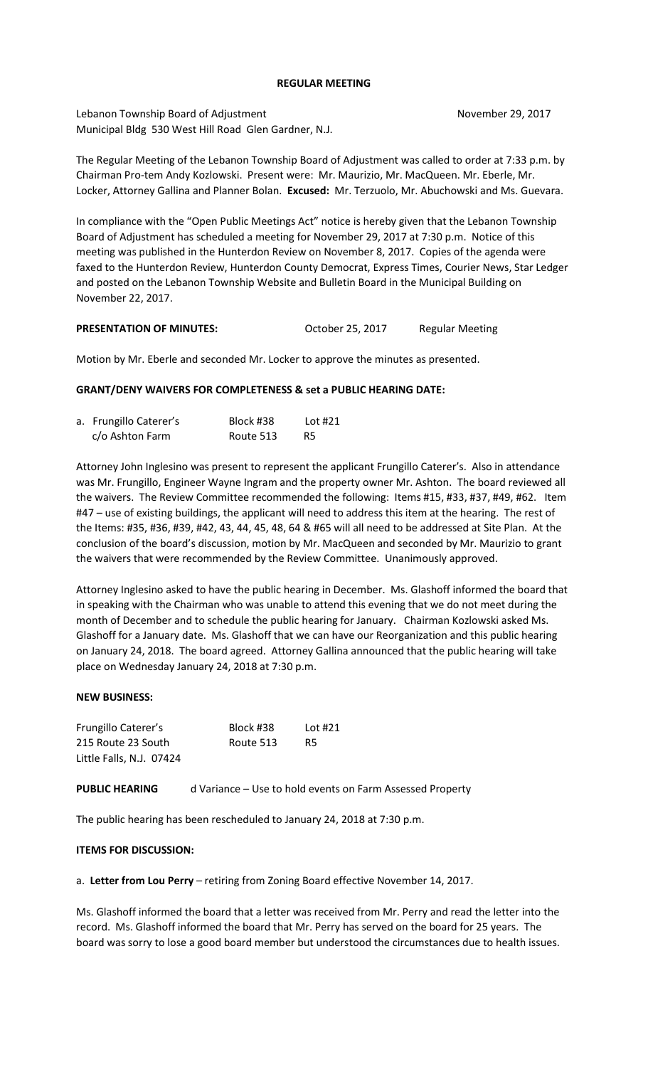# REGULAR MEETING

Lebanon Township Board of Adjustment November 29, 2017
Municipal Bldg 530 West Hill Road Glen Gardner, N.J.

The Regular Meeting of the Lebanon Township Board of Adjustment was called to order at 7:33 p.m. by Chairman Pro-tem Andy Kozlowski. Present were: Mr. Maurizio, Mr. MacQueen. Mr. Eberle, Mr. Locker, Attorney Gallina and Planner Bolan. **Excused:** Mr. Terzuolo, Mr. Abuchowski and Ms. Guevara.

In compliance with the "Open Public Meetings Act" notice is hereby given that the Lebanon Township Board of Adjustment has scheduled a meeting for November 29, 2017 at 7:30 p.m. Notice of this meeting was published in the Hunterdon Review on November 8, 2017. Copies of the agenda were faxed to the Hunterdon Review, Hunterdon County Democrat, Express Times, Courier News, Star Ledger and posted on the Lebanon Township Website and Bulletin Board in the Municipal Building on November 22, 2017.

**PRESENTATION OF MINUTES:** October 25, 2017 Regular Meeting

Motion by Mr. Eberle and seconded Mr. Locker to approve the minutes as presented.

**GRANT/DENY WAIVERS FOR COMPLETENESS & set a PUBLIC HEARING DATE:**

| | | |
|---|---|---|
| a. Frungillo Caterer's | Block #38 | Lot #21 |
| c/o Ashton Farm | Route 513 | R5 |

Attorney John Inglesino was present to represent the applicant Frungillo Caterer's. Also in attendance was Mr. Frungillo, Engineer Wayne Ingram and the property owner Mr. Ashton. The board reviewed all the waivers. The Review Committee recommended the following: Items #15, #33, #37, #49, #62. Item #47 – use of existing buildings, the applicant will need to address this item at the hearing. The rest of the Items: #35, #36, #39, #42, 43, 44, 45, 48, 64 & #65 will all need to be addressed at Site Plan. At the conclusion of the board's discussion, motion by Mr. MacQueen and seconded by Mr. Maurizio to grant the waivers that were recommended by the Review Committee. Unanimously approved.

Attorney Inglesino asked to have the public hearing in December. Ms. Glashoff informed the board that in speaking with the Chairman who was unable to attend this evening that we do not meet during the month of December and to schedule the public hearing for January. Chairman Kozlowski asked Ms. Glashoff for a January date. Ms. Glashoff that we can have our Reorganization and this public hearing on January 24, 2018. The board agreed. Attorney Gallina announced that the public hearing will take place on Wednesday January 24, 2018 at 7:30 p.m.

**NEW BUSINESS:**

| | | |
|---|---|---|
| Frungillo Caterer's | Block #38 | Lot #21 |
| 215 Route 23 South | Route 513 | R5 |
| Little Falls, N.J. 07424 | | |

**PUBLIC HEARING** d Variance – Use to hold events on Farm Assessed Property

The public hearing has been rescheduled to January 24, 2018 at 7:30 p.m.

**ITEMS FOR DISCUSSION:**

a. **Letter from Lou Perry** – retiring from Zoning Board effective November 14, 2017.

Ms. Glashoff informed the board that a letter was received from Mr. Perry and read the letter into the record. Ms. Glashoff informed the board that Mr. Perry has served on the board for 25 years. The board was sorry to lose a good board member but understood the circumstances due to health issues.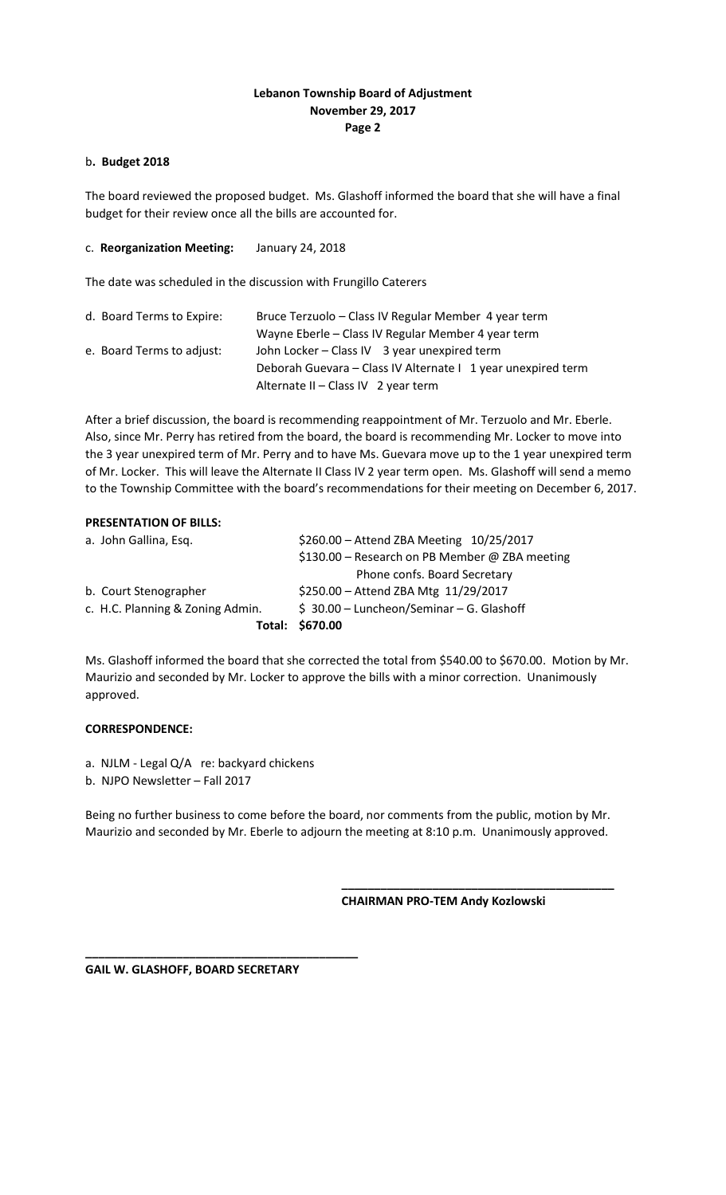b**. Budget 2018**

The board reviewed the proposed budget. Ms. Glashoff informed the board that she will have a final budget for their review once all the bills are accounted for.

c. **Reorganization Meeting:** January 24, 2018

The date was scheduled in the discussion with Frungillo Caterers

| | |
|---|---|
| d. Board Terms to Expire: | Bruce Terzuolo – Class IV Regular Member 4 year term |
| | Wayne Eberle – Class IV Regular Member 4 year term |
| e. Board Terms to adjust: | John Locker – Class IV 3 year unexpired term |
| | Deborah Guevara – Class IV Alternate I 1 year unexpired term |
| | Alternate II – Class IV 2 year term |

After a brief discussion, the board is recommending reappointment of Mr. Terzuolo and Mr. Eberle. Also, since Mr. Perry has retired from the board, the board is recommending Mr. Locker to move into the 3 year unexpired term of Mr. Perry and to have Ms. Guevara move up to the 1 year unexpired term of Mr. Locker. This will leave the Alternate II Class IV 2 year term open. Ms. Glashoff will send a memo to the Township Committee with the board's recommendations for their meeting on December 6, 2017.

**PRESENTATION OF BILLS:**

| | |
|---|---|
| a. John Gallina, Esq. | $260.00 – Attend ZBA Meeting 10/25/2017 |
| | $130.00 – Research on PB Member @ ZBA meeting Phone confs. Board Secretary |
| b. Court Stenographer | $250.00 – Attend ZBA Mtg 11/29/2017 |
| c. H.C. Planning & Zoning Admin. | $ 30.00 – Luncheon/Seminar – G. Glashoff |
| **Total:** | **$670.00** |

Ms. Glashoff informed the board that she corrected the total from $540.00 to $670.00. Motion by Mr. Maurizio and seconded by Mr. Locker to approve the bills with a minor correction. Unanimously approved.

**CORRESPONDENCE:**

a. NJLM - Legal Q/A re: backyard chickens
b. NJPO Newsletter – Fall 2017

Being no further business to come before the board, nor comments from the public, motion by Mr. Maurizio and seconded by Mr. Eberle to adjourn the meeting at 8:10 p.m. Unanimously approved.

\_\_\_\_\_\_\_\_\_\_\_\_\_\_\_\_\_\_\_\_\_\_\_\_\_\_\_\_\_\_\_\_\_\_\_\_\_\_\_\_

**CHAIRMAN PRO-TEM Andy Kozlowski**

\_\_\_\_\_\_\_\_\_\_\_\_\_\_\_\_\_\_\_\_\_\_\_\_\_\_\_\_\_\_\_\_\_\_\_\_\_\_\_\_

**GAIL W. GLASHOFF, BOARD SECRETARY**